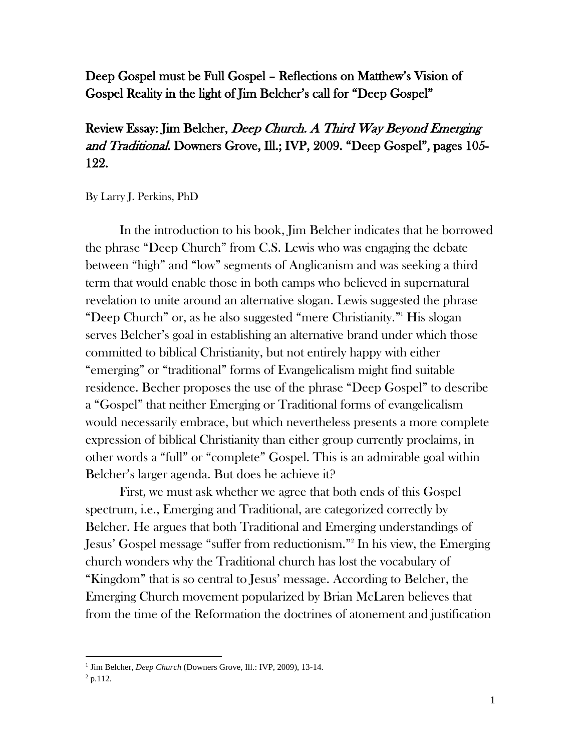# Deep Gospel must be Full Gospel – Reflections on Matthew's Vision of Gospel Reality in the light of Jim Belcher's call for "Deep Gospel"

## Review Essay: Jim Belcher, *Deep Church. A Third Way Beyond Emerging and Traditional.* Downers Grove, Ill.; IVP, 2009. "Deep Gospel", pages 105-122.

By Larry J. Perkins, PhD

In the introduction to his book, Jim Belcher indicates that he borrowed the phrase "Deep Church" from C.S. Lewis who was engaging the debate between "high" and "low" segments of Anglicanism and was seeking a third term that would enable those in both camps who believed in supernatural revelation to unite around an alternative slogan. Lewis suggested the phrase "Deep Church" or, as he also suggested "mere Christianity."[1] His slogan serves Belcher's goal in establishing an alternative brand under which those committed to biblical Christianity, but not entirely happy with either "emerging" or "traditional" forms of Evangelicalism might find suitable residence. Becher proposes the use of the phrase "Deep Gospel" to describe a "Gospel" that neither Emerging or Traditional forms of evangelicalism would necessarily embrace, but which nevertheless presents a more complete expression of biblical Christianity than either group currently proclaims, in other words a "full" or "complete" Gospel. This is an admirable goal within Belcher's larger agenda. But does he achieve it?

First, we must ask whether we agree that both ends of this Gospel spectrum, i.e., Emerging and Traditional, are categorized correctly by Belcher. He argues that both Traditional and Emerging understandings of Jesus' Gospel message "suffer from reductionism."[2] In his view, the Emerging church wonders why the Traditional church has lost the vocabulary of "Kingdom" that is so central to Jesus' message. According to Belcher, the Emerging Church movement popularized by Brian McLaren believes that from the time of the Reformation the doctrines of atonement and justification

---

[1] Jim Belcher, *Deep Church* (Downers Grove, Ill.: IVP, 2009), 13-14.

[2] p.112.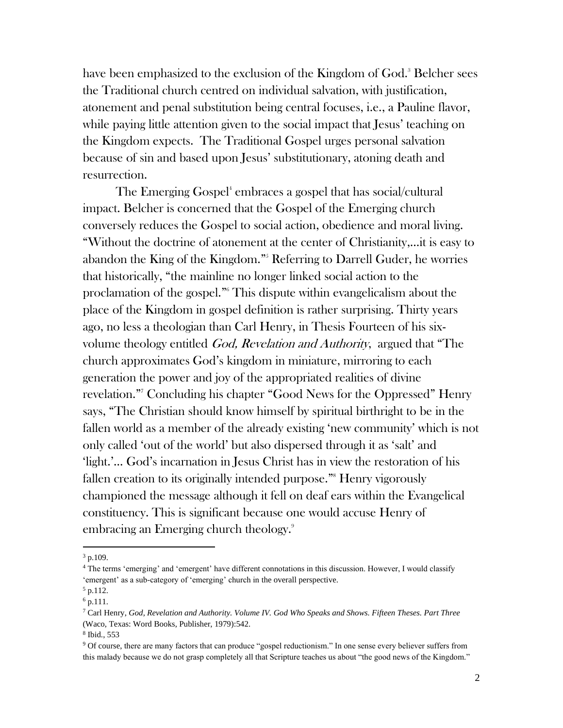have been emphasized to the exclusion of the Kingdom of God.[3] Belcher sees the Traditional church centred on individual salvation, with justification, atonement and penal substitution being central focuses, i.e., a Pauline flavor, while paying little attention given to the social impact that Jesus' teaching on the Kingdom expects. The Traditional Gospel urges personal salvation because of sin and based upon Jesus' substitutionary, atoning death and resurrection.

The Emerging Gospel[4] embraces a gospel that has social/cultural impact. Belcher is concerned that the Gospel of the Emerging church conversely reduces the Gospel to social action, obedience and moral living. "Without the doctrine of atonement at the center of Christianity,…it is easy to abandon the King of the Kingdom."[5] Referring to Darrell Guder, he worries that historically, "the mainline no longer linked social action to the proclamation of the gospel."[6] This dispute within evangelicalism about the place of the Kingdom in gospel definition is rather surprising. Thirty years ago, no less a theologian than Carl Henry, in Thesis Fourteen of his six-volume theology entitled *God, Revelation and Authority*, argued that "The church approximates God's kingdom in miniature, mirroring to each generation the power and joy of the appropriated realities of divine revelation."[7] Concluding his chapter "Good News for the Oppressed" Henry says, "The Christian should know himself by spiritual birthright to be in the fallen world as a member of the already existing 'new community' which is not only called 'out of the world' but also dispersed through it as 'salt' and 'light.'… God's incarnation in Jesus Christ has in view the restoration of his fallen creation to its originally intended purpose."[8] Henry vigorously championed the message although it fell on deaf ears within the Evangelical constituency. This is significant because one would accuse Henry of embracing an Emerging church theology.[9]

---

[3] p.109.

[4] The terms 'emerging' and 'emergent' have different connotations in this discussion. However, I would classify 'emergent' as a sub-category of 'emerging' church in the overall perspective.

[5] p.112.

[6] p.111.

[7] Carl Henry, *God, Revelation and Authority. Volume IV. God Who Speaks and Shows. Fifteen Theses. Part Three* (Waco, Texas: Word Books, Publisher, 1979):542.

[8] Ibid., 553

[9] Of course, there are many factors that can produce "gospel reductionism." In one sense every believer suffers from this malady because we do not grasp completely all that Scripture teaches us about "the good news of the Kingdom."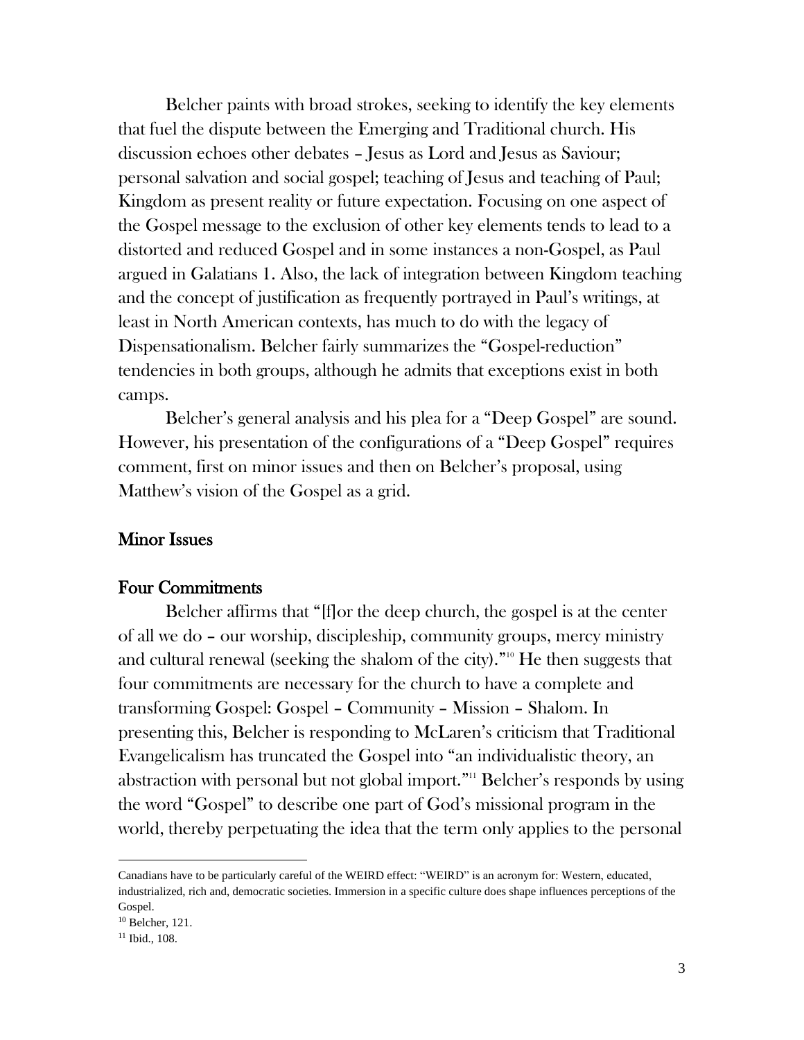Belcher paints with broad strokes, seeking to identify the key elements that fuel the dispute between the Emerging and Traditional church. His discussion echoes other debates – Jesus as Lord and Jesus as Saviour; personal salvation and social gospel; teaching of Jesus and teaching of Paul; Kingdom as present reality or future expectation. Focusing on one aspect of the Gospel message to the exclusion of other key elements tends to lead to a distorted and reduced Gospel and in some instances a non-Gospel, as Paul argued in Galatians 1. Also, the lack of integration between Kingdom teaching and the concept of justification as frequently portrayed in Paul's writings, at least in North American contexts, has much to do with the legacy of Dispensationalism. Belcher fairly summarizes the "Gospel-reduction" tendencies in both groups, although he admits that exceptions exist in both camps.

Belcher's general analysis and his plea for a "Deep Gospel" are sound. However, his presentation of the configurations of a "Deep Gospel" requires comment, first on minor issues and then on Belcher's proposal, using Matthew's vision of the Gospel as a grid.

## Minor Issues

### Four Commitments

Belcher affirms that "[f]or the deep church, the gospel is at the center of all we do – our worship, discipleship, community groups, mercy ministry and cultural renewal (seeking the shalom of the city)."[10] He then suggests that four commitments are necessary for the church to have a complete and transforming Gospel: Gospel – Community – Mission – Shalom. In presenting this, Belcher is responding to McLaren's criticism that Traditional Evangelicalism has truncated the Gospel into "an individualistic theory, an abstraction with personal but not global import."[11] Belcher's responds by using the word "Gospel" to describe one part of God's missional program in the world, thereby perpetuating the idea that the term only applies to the personal

---

Canadians have to be particularly careful of the WEIRD effect: "WEIRD" is an acronym for: Western, educated, industrialized, rich and, democratic societies. Immersion in a specific culture does shape influences perceptions of the Gospel.

[10] Belcher, 121.

[11] Ibid., 108.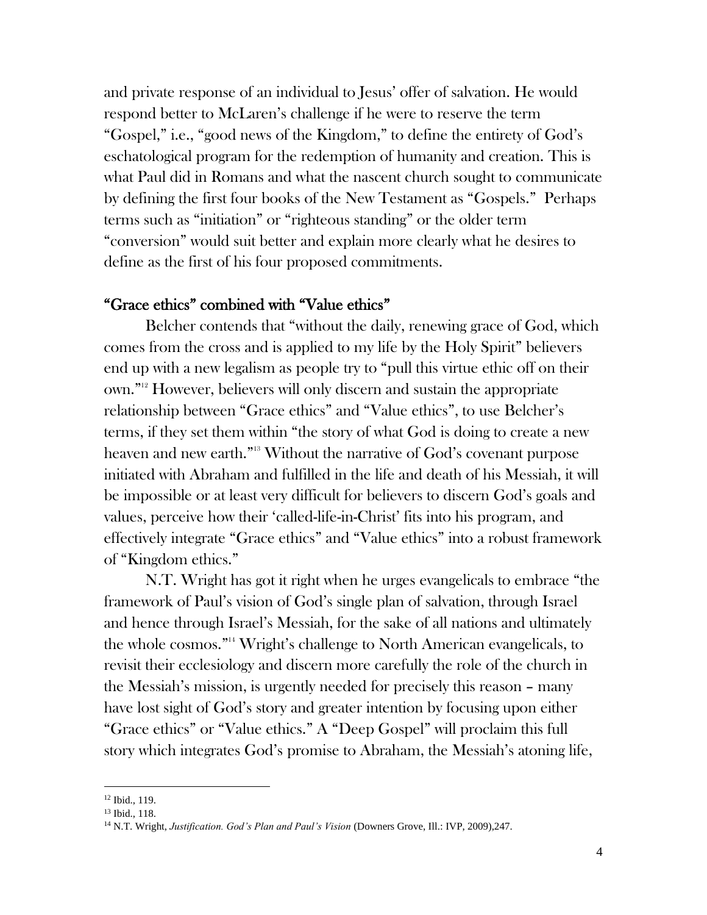and private response of an individual to Jesus' offer of salvation. He would respond better to McLaren's challenge if he were to reserve the term "Gospel," i.e., "good news of the Kingdom," to define the entirety of God's eschatological program for the redemption of humanity and creation. This is what Paul did in Romans and what the nascent church sought to communicate by defining the first four books of the New Testament as "Gospels." Perhaps terms such as "initiation" or "righteous standing" or the older term "conversion" would suit better and explain more clearly what he desires to define as the first of his four proposed commitments.

## "Grace ethics" combined with "Value ethics"

Belcher contends that "without the daily, renewing grace of God, which comes from the cross and is applied to my life by the Holy Spirit" believers end up with a new legalism as people try to "pull this virtue ethic off on their own."[12] However, believers will only discern and sustain the appropriate relationship between "Grace ethics" and "Value ethics", to use Belcher's terms, if they set them within "the story of what God is doing to create a new heaven and new earth."[13] Without the narrative of God's covenant purpose initiated with Abraham and fulfilled in the life and death of his Messiah, it will be impossible or at least very difficult for believers to discern God's goals and values, perceive how their 'called-life-in-Christ' fits into his program, and effectively integrate "Grace ethics" and "Value ethics" into a robust framework of "Kingdom ethics."

N.T. Wright has got it right when he urges evangelicals to embrace "the framework of Paul's vision of God's single plan of salvation, through Israel and hence through Israel's Messiah, for the sake of all nations and ultimately the whole cosmos."[14] Wright's challenge to North American evangelicals, to revisit their ecclesiology and discern more carefully the role of the church in the Messiah's mission, is urgently needed for precisely this reason – many have lost sight of God's story and greater intention by focusing upon either "Grace ethics" or "Value ethics." A "Deep Gospel" will proclaim this full story which integrates God's promise to Abraham, the Messiah's atoning life,

---

[12] Ibid., 119.

[13] Ibid., 118.

[14] N.T. Wright, *Justification. God's Plan and Paul's Vision* (Downers Grove, Ill.: IVP, 2009),247.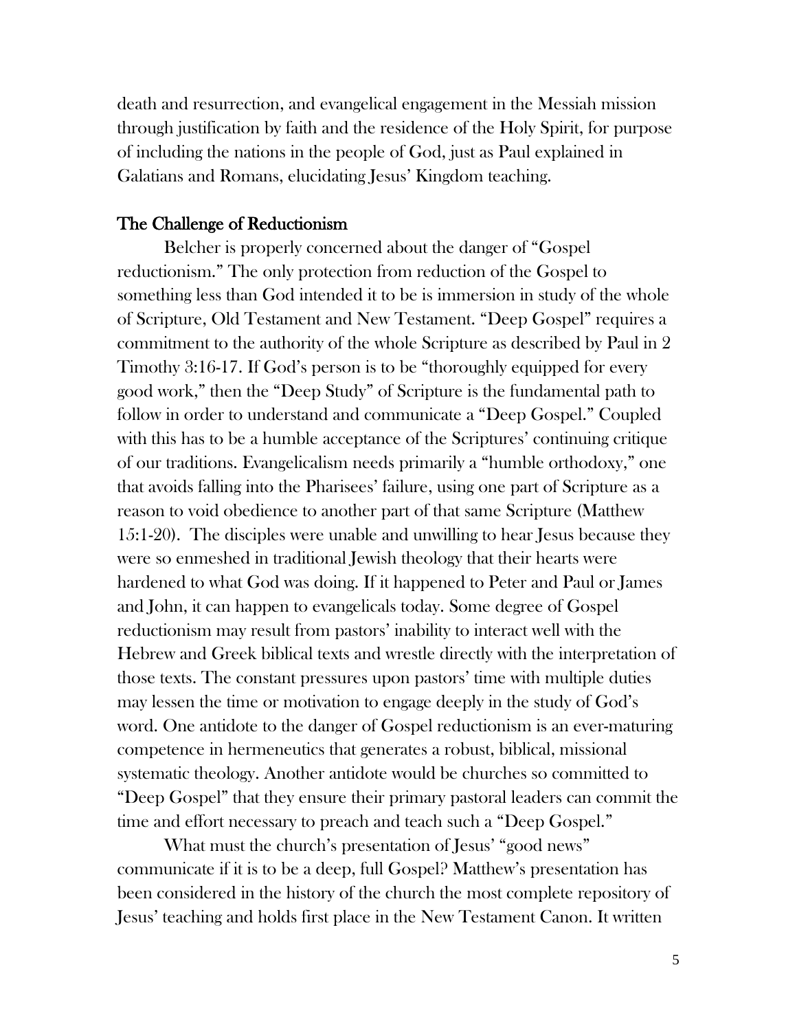death and resurrection, and evangelical engagement in the Messiah mission through justification by faith and the residence of the Holy Spirit, for purpose of including the nations in the people of God, just as Paul explained in Galatians and Romans, elucidating Jesus' Kingdom teaching.

## The Challenge of Reductionism

Belcher is properly concerned about the danger of "Gospel reductionism." The only protection from reduction of the Gospel to something less than God intended it to be is immersion in study of the whole of Scripture, Old Testament and New Testament. "Deep Gospel" requires a commitment to the authority of the whole Scripture as described by Paul in 2 Timothy 3:16-17. If God's person is to be "thoroughly equipped for every good work," then the "Deep Study" of Scripture is the fundamental path to follow in order to understand and communicate a "Deep Gospel." Coupled with this has to be a humble acceptance of the Scriptures' continuing critique of our traditions. Evangelicalism needs primarily a "humble orthodoxy," one that avoids falling into the Pharisees' failure, using one part of Scripture as a reason to void obedience to another part of that same Scripture (Matthew 15:1-20). The disciples were unable and unwilling to hear Jesus because they were so enmeshed in traditional Jewish theology that their hearts were hardened to what God was doing. If it happened to Peter and Paul or James and John, it can happen to evangelicals today. Some degree of Gospel reductionism may result from pastors' inability to interact well with the Hebrew and Greek biblical texts and wrestle directly with the interpretation of those texts. The constant pressures upon pastors' time with multiple duties may lessen the time or motivation to engage deeply in the study of God's word. One antidote to the danger of Gospel reductionism is an ever-maturing competence in hermeneutics that generates a robust, biblical, missional systematic theology. Another antidote would be churches so committed to "Deep Gospel" that they ensure their primary pastoral leaders can commit the time and effort necessary to preach and teach such a "Deep Gospel."

What must the church's presentation of Jesus' "good news" communicate if it is to be a deep, full Gospel? Matthew's presentation has been considered in the history of the church the most complete repository of Jesus' teaching and holds first place in the New Testament Canon. It written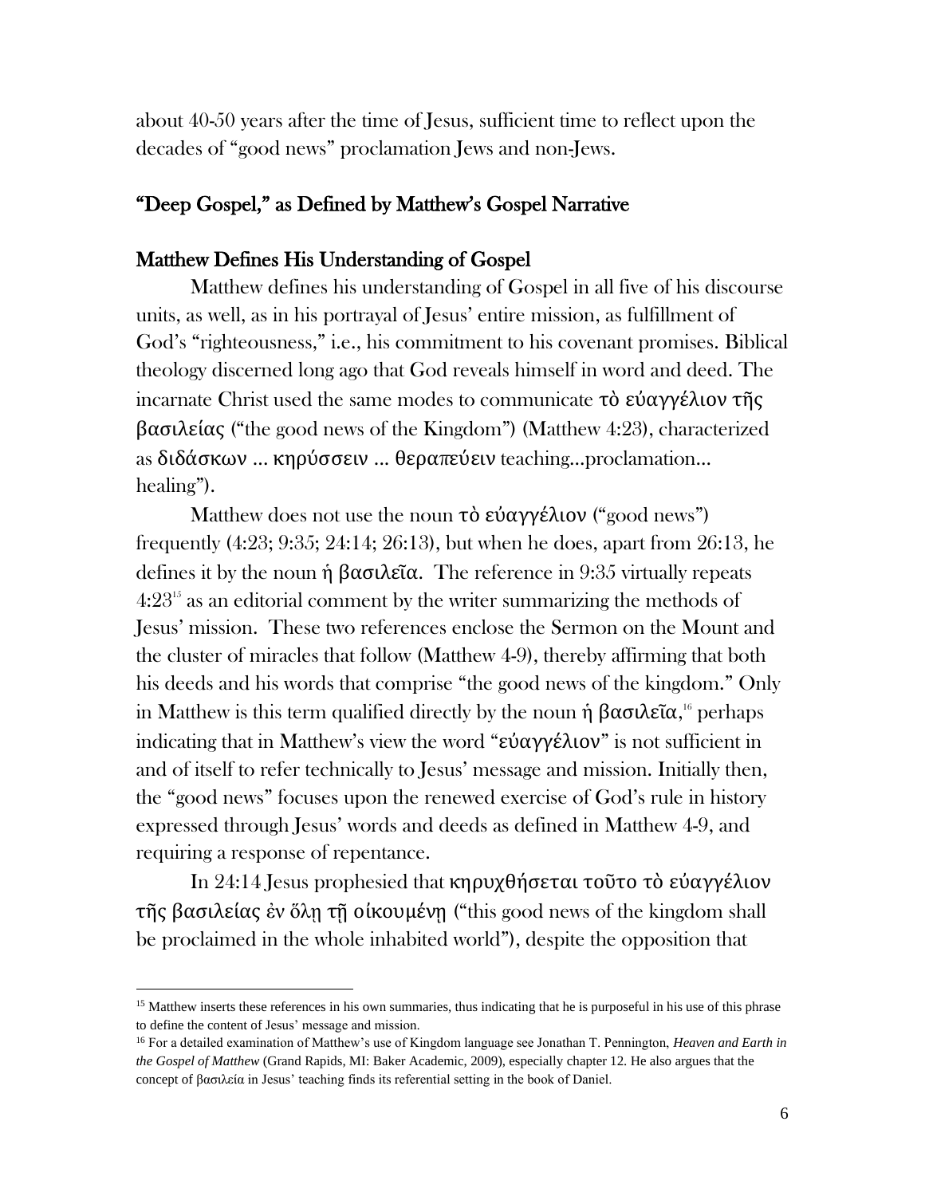about 40-50 years after the time of Jesus, sufficient time to reflect upon the decades of "good news" proclamation Jews and non-Jews.

## "Deep Gospel," as Defined by Matthew's Gospel Narrative

### Matthew Defines His Understanding of Gospel

Matthew defines his understanding of Gospel in all five of his discourse units, as well, as in his portrayal of Jesus' entire mission, as fulfillment of God's "righteousness," i.e., his commitment to his covenant promises. Biblical theology discerned long ago that God reveals himself in word and deed. The incarnate Christ used the same modes to communicate τὸ εύαγγέλιον τῆς βασιλείας ("the good news of the Kingdom") (Matthew 4:23), characterized as διδάσκων … κηρύσσειν … θεραπεύειν teaching…proclamation… healing").

Matthew does not use the noun τὸ εύαγγέλιον ("good news") frequently (4:23; 9:35; 24:14; 26:13), but when he does, apart from 26:13, he defines it by the noun ἡ βασιλεῖα. The reference in 9:35 virtually repeats 4:23[15] as an editorial comment by the writer summarizing the methods of Jesus' mission. These two references enclose the Sermon on the Mount and the cluster of miracles that follow (Matthew 4-9), thereby affirming that both his deeds and his words that comprise "the good news of the kingdom." Only in Matthew is this term qualified directly by the noun ἡ βασιλεῖα,[16] perhaps indicating that in Matthew's view the word "εύαγγέλιον" is not sufficient in and of itself to refer technically to Jesus' message and mission. Initially then, the "good news" focuses upon the renewed exercise of God's rule in history expressed through Jesus' words and deeds as defined in Matthew 4-9, and requiring a response of repentance.

In 24:14 Jesus prophesied that κηρυχθήσεται τοῦτο τὸ εύαγγέλιον τῆς βασιλείας ἐν ὅλῃ τῇ οίκουμένῃ ("this good news of the kingdom shall be proclaimed in the whole inhabited world"), despite the opposition that

---

[15] Matthew inserts these references in his own summaries, thus indicating that he is purposeful in his use of this phrase to define the content of Jesus' message and mission.

[16] For a detailed examination of Matthew's use of Kingdom language see Jonathan T. Pennington, *Heaven and Earth in the Gospel of Matthew* (Grand Rapids, MI: Baker Academic, 2009), especially chapter 12. He also argues that the concept of βασιλεία in Jesus' teaching finds its referential setting in the book of Daniel.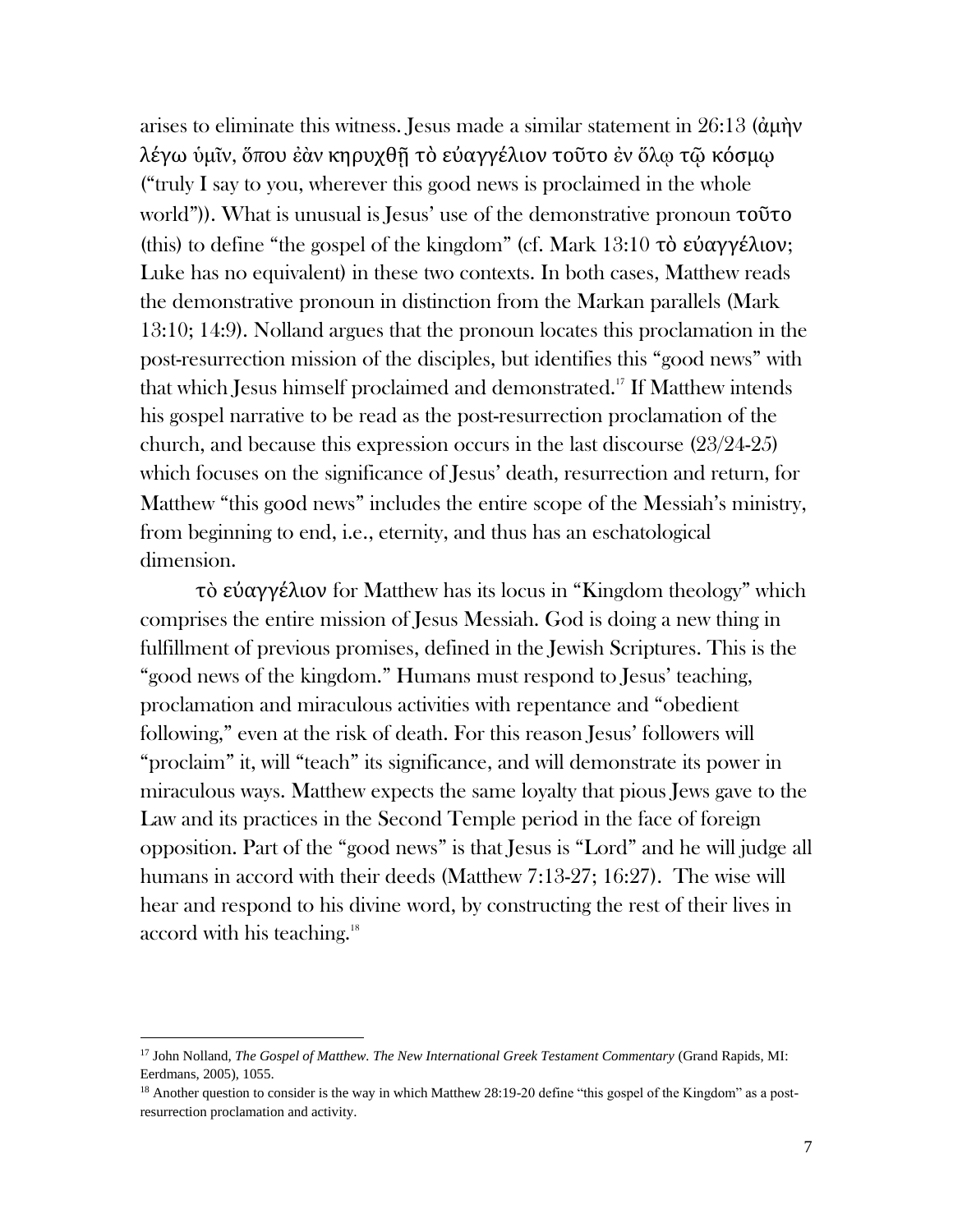arises to eliminate this witness. Jesus made a similar statement in 26:13 (ἀμὴν λέγω ὑμῖν, ὅπου ἐὰν κηρυχθῇ τὸ εὐαγγέλιον τοῦτο ἐν ὅλῳ τῷ κόσμῳ ("truly I say to you, wherever this good news is proclaimed in the whole world")). What is unusual is Jesus' use of the demonstrative pronoun τοῦτο (this) to define "the gospel of the kingdom" (cf. Mark 13:10 τὸ εὐαγγέλιον; Luke has no equivalent) in these two contexts. In both cases, Matthew reads the demonstrative pronoun in distinction from the Markan parallels (Mark 13:10; 14:9). Nolland argues that the pronoun locates this proclamation in the post-resurrection mission of the disciples, but identifies this "good news" with that which Jesus himself proclaimed and demonstrated.[17] If Matthew intends his gospel narrative to be read as the post-resurrection proclamation of the church, and because this expression occurs in the last discourse (23/24-25) which focuses on the significance of Jesus' death, resurrection and return, for Matthew "this good news" includes the entire scope of the Messiah's ministry, from beginning to end, i.e., eternity, and thus has an eschatological dimension.

τὸ εὐαγγέλιον for Matthew has its locus in "Kingdom theology" which comprises the entire mission of Jesus Messiah. God is doing a new thing in fulfillment of previous promises, defined in the Jewish Scriptures. This is the "good news of the kingdom." Humans must respond to Jesus' teaching, proclamation and miraculous activities with repentance and "obedient following," even at the risk of death. For this reason Jesus' followers will "proclaim" it, will "teach" its significance, and will demonstrate its power in miraculous ways. Matthew expects the same loyalty that pious Jews gave to the Law and its practices in the Second Temple period in the face of foreign opposition. Part of the "good news" is that Jesus is "Lord" and he will judge all humans in accord with their deeds (Matthew 7:13-27; 16:27). The wise will hear and respond to his divine word, by constructing the rest of their lives in accord with his teaching.[18]

---

[17] John Nolland, *The Gospel of Matthew. The New International Greek Testament Commentary* (Grand Rapids, MI: Eerdmans, 2005), 1055.

[18] Another question to consider is the way in which Matthew 28:19-20 define "this gospel of the Kingdom" as a post-resurrection proclamation and activity.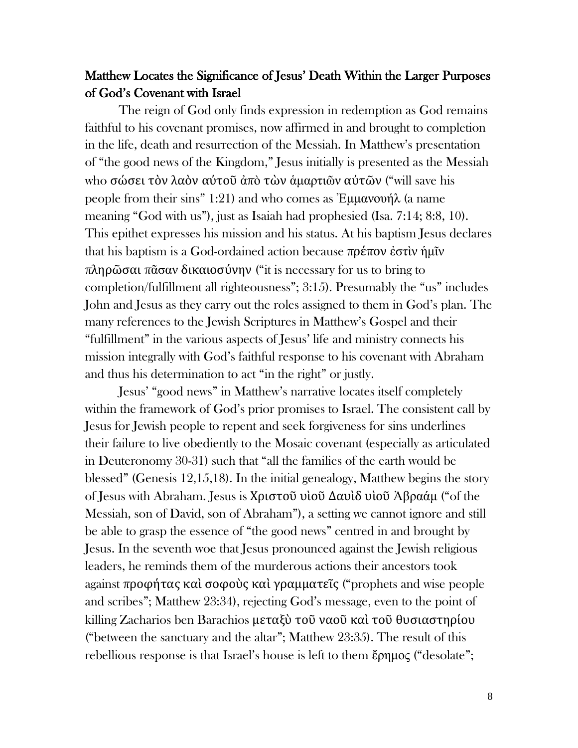## Matthew Locates the Significance of Jesus' Death Within the Larger Purposes of God's Covenant with Israel

The reign of God only finds expression in redemption as God remains faithful to his covenant promises, now affirmed in and brought to completion in the life, death and resurrection of the Messiah. In Matthew's presentation of "the good news of the Kingdom," Jesus initially is presented as the Messiah who σώσει τὸν λαὸν αὐτοῦ ἀπὸ τῶν ἁμαρτιῶν αὐτῶν ("will save his people from their sins" 1:21) and who comes as Ἐμμανουήλ (a name meaning "God with us"), just as Isaiah had prophesied (Isa. 7:14; 8:8, 10). This epithet expresses his mission and his status. At his baptism Jesus declares that his baptism is a God-ordained action because πρέπον ἐστὶν ἡμῖν πληρῶσαι πᾶσαν δικαιοσύνην ("it is necessary for us to bring to completion/fulfillment all righteousness"; 3:15). Presumably the "us" includes John and Jesus as they carry out the roles assigned to them in God's plan. The many references to the Jewish Scriptures in Matthew's Gospel and their "fulfillment" in the various aspects of Jesus' life and ministry connects his mission integrally with God's faithful response to his covenant with Abraham and thus his determination to act "in the right" or justly.

Jesus' "good news" in Matthew's narrative locates itself completely within the framework of God's prior promises to Israel. The consistent call by Jesus for Jewish people to repent and seek forgiveness for sins underlines their failure to live obediently to the Mosaic covenant (especially as articulated in Deuteronomy 30-31) such that "all the families of the earth would be blessed" (Genesis 12,15,18). In the initial genealogy, Matthew begins the story of Jesus with Abraham. Jesus is Χριστοῦ υἱοῦ Δαυὶδ υἱοῦ Ἀβραάμ ("of the Messiah, son of David, son of Abraham"), a setting we cannot ignore and still be able to grasp the essence of "the good news" centred in and brought by Jesus. In the seventh woe that Jesus pronounced against the Jewish religious leaders, he reminds them of the murderous actions their ancestors took against προφήτας καὶ σοφοὺς καὶ γραμματεῖς ("prophets and wise people and scribes"; Matthew 23:34), rejecting God's message, even to the point of killing Zacharios ben Barachios μεταξὺ τοῦ ναοῦ καὶ τοῦ θυσιαστηρίου ("between the sanctuary and the altar"; Matthew 23:35). The result of this rebellious response is that Israel's house is left to them ἔρημος ("desolate";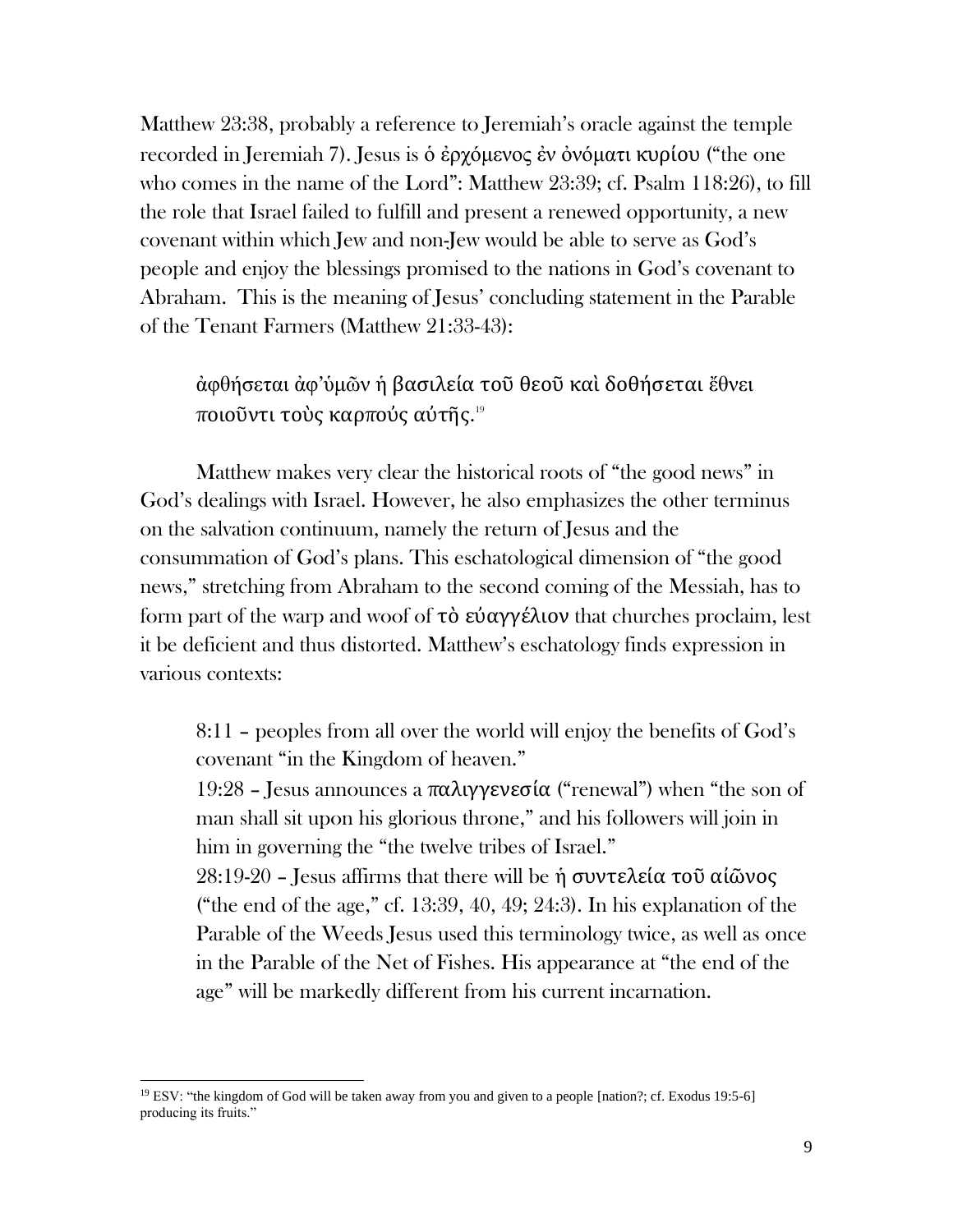Matthew 23:38, probably a reference to Jeremiah's oracle against the temple recorded in Jeremiah 7). Jesus is ὁ ἐρχόμενος ἐν ὀνόματι κυρίου ("the one who comes in the name of the Lord": Matthew 23:39; cf. Psalm 118:26), to fill the role that Israel failed to fulfill and present a renewed opportunity, a new covenant within which Jew and non-Jew would be able to serve as God's people and enjoy the blessings promised to the nations in God's covenant to Abraham. This is the meaning of Jesus' concluding statement in the Parable of the Tenant Farmers (Matthew 21:33-43):

> ἀφθήσεται ἀφ'ὑμῶν ἡ βασιλεία τοῦ θεοῦ καὶ δοθήσεται ἔθνει ποιοῦντι τοὺς καρπούς αὐτῆς.[19]

Matthew makes very clear the historical roots of "the good news" in God's dealings with Israel. However, he also emphasizes the other terminus on the salvation continuum, namely the return of Jesus and the consummation of God's plans. This eschatological dimension of "the good news," stretching from Abraham to the second coming of the Messiah, has to form part of the warp and woof of τὸ εὐαγγέλιον that churches proclaim, lest it be deficient and thus distorted. Matthew's eschatology finds expression in various contexts:

> 8:11 – peoples from all over the world will enjoy the benefits of God's covenant "in the Kingdom of heaven."
> 19:28 – Jesus announces a παλιγγενεσία ("renewal") when "the son of man shall sit upon his glorious throne," and his followers will join in him in governing the "the twelve tribes of Israel."
> 28:19-20 – Jesus affirms that there will be ἡ συντελεία τοῦ αἰῶνος ("the end of the age," cf. 13:39, 40, 49; 24:3). In his explanation of the Parable of the Weeds Jesus used this terminology twice, as well as once in the Parable of the Net of Fishes. His appearance at "the end of the age" will be markedly different from his current incarnation.

---

[19] ESV: "the kingdom of God will be taken away from you and given to a people [nation?; cf. Exodus 19:5-6] producing its fruits."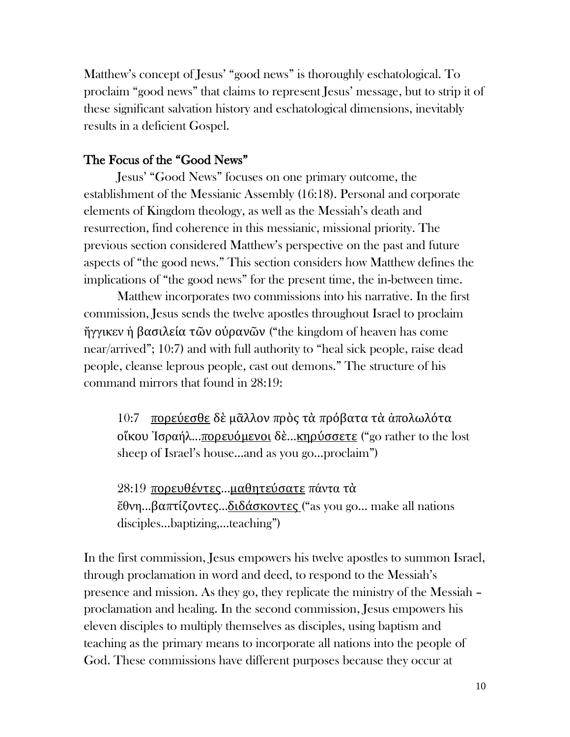Matthew's concept of Jesus' "good news" is thoroughly eschatological. To proclaim "good news" that claims to represent Jesus' message, but to strip it of these significant salvation history and eschatological dimensions, inevitably results in a deficient Gospel.

## The Focus of the "Good News"

Jesus' "Good News" focuses on one primary outcome, the establishment of the Messianic Assembly (16:18). Personal and corporate elements of Kingdom theology, as well as the Messiah's death and resurrection, find coherence in this messianic, missional priority. The previous section considered Matthew's perspective on the past and future aspects of "the good news." This section considers how Matthew defines the implications of "the good news" for the present time, the in-between time.

Matthew incorporates two commissions into his narrative. In the first commission, Jesus sends the twelve apostles throughout Israel to proclaim ἤγγικεν ἡ βασιλεία τῶν οὐρανῶν ("the kingdom of heaven has come near/arrived"; 10:7) and with full authority to "heal sick people, raise dead people, cleanse leprous people, cast out demons." The structure of his command mirrors that found in 28:19:

> 10:7 <u>πορεύεσθε</u> δὲ μᾶλλον πρὸς τὰ πρόβατα τὰ ἀπολωλότα οἴκου Ἰσραήλ…<u>πορευόμενοι</u> δὲ…<u>κηρύσσετε</u> ("go rather to the lost sheep of Israel's house…and as you go…proclaim")
>
> 28:19 <u>πορευθέντες</u>…<u>μαθητεύσατε</u> πάντα τὰ ἔθνη…βαπτίζοντες…<u>διδάσκοντες</u> ("as you go… make all nations disciples…baptizing,…teaching")

In the first commission, Jesus empowers his twelve apostles to summon Israel, through proclamation in word and deed, to respond to the Messiah's presence and mission. As they go, they replicate the ministry of the Messiah – proclamation and healing. In the second commission, Jesus empowers his eleven disciples to multiply themselves as disciples, using baptism and teaching as the primary means to incorporate all nations into the people of God. These commissions have different purposes because they occur at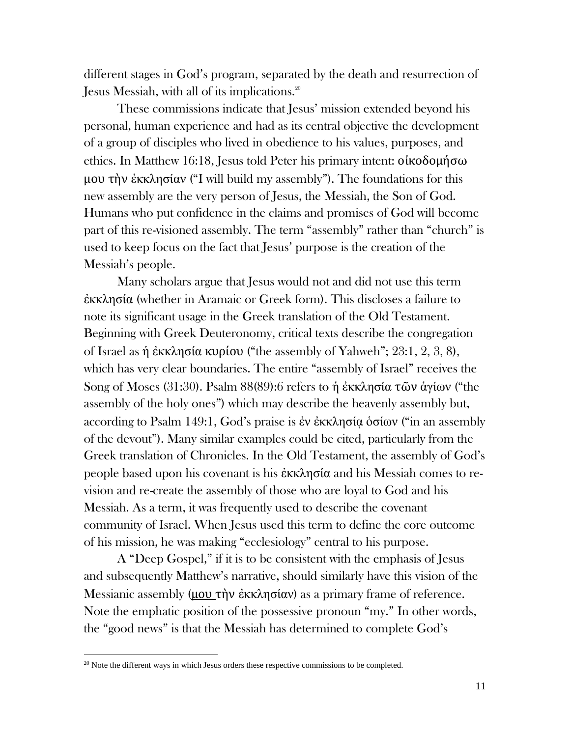different stages in God's program, separated by the death and resurrection of Jesus Messiah, with all of its implications.[20]

These commissions indicate that Jesus' mission extended beyond his personal, human experience and had as its central objective the development of a group of disciples who lived in obedience to his values, purposes, and ethics. In Matthew 16:18, Jesus told Peter his primary intent: οἰκοδομήσω μου τὴν ἐκκλησίαν ("I will build my assembly"). The foundations for this new assembly are the very person of Jesus, the Messiah, the Son of God. Humans who put confidence in the claims and promises of God will become part of this re-visioned assembly. The term "assembly" rather than "church" is used to keep focus on the fact that Jesus' purpose is the creation of the Messiah's people.

Many scholars argue that Jesus would not and did not use this term ἐκκλησία (whether in Aramaic or Greek form). This discloses a failure to note its significant usage in the Greek translation of the Old Testament. Beginning with Greek Deuteronomy, critical texts describe the congregation of Israel as ἡ ἐκκλησία κυρίου ("the assembly of Yahweh"; 23:1, 2, 3, 8), which has very clear boundaries. The entire "assembly of Israel" receives the Song of Moses (31:30). Psalm 88(89):6 refers to ἡ ἐκκλησία τῶν ἁγίων ("the assembly of the holy ones") which may describe the heavenly assembly but, according to Psalm 149:1, God's praise is ἐν ἐκκλησίᾳ ὁσίων ("in an assembly of the devout"). Many similar examples could be cited, particularly from the Greek translation of Chronicles. In the Old Testament, the assembly of God's people based upon his covenant is his ἐκκλησία and his Messiah comes to re-vision and re-create the assembly of those who are loyal to God and his Messiah. As a term, it was frequently used to describe the covenant community of Israel. When Jesus used this term to define the core outcome of his mission, he was making "ecclesiology" central to his purpose.

A "Deep Gospel," if it is to be consistent with the emphasis of Jesus and subsequently Matthew's narrative, should similarly have this vision of the Messianic assembly (<u>μου</u> τὴν ἐκκλησίαν) as a primary frame of reference. Note the emphatic position of the possessive pronoun "my." In other words, the "good news" is that the Messiah has determined to complete God's

[20] Note the different ways in which Jesus orders these respective commissions to be completed.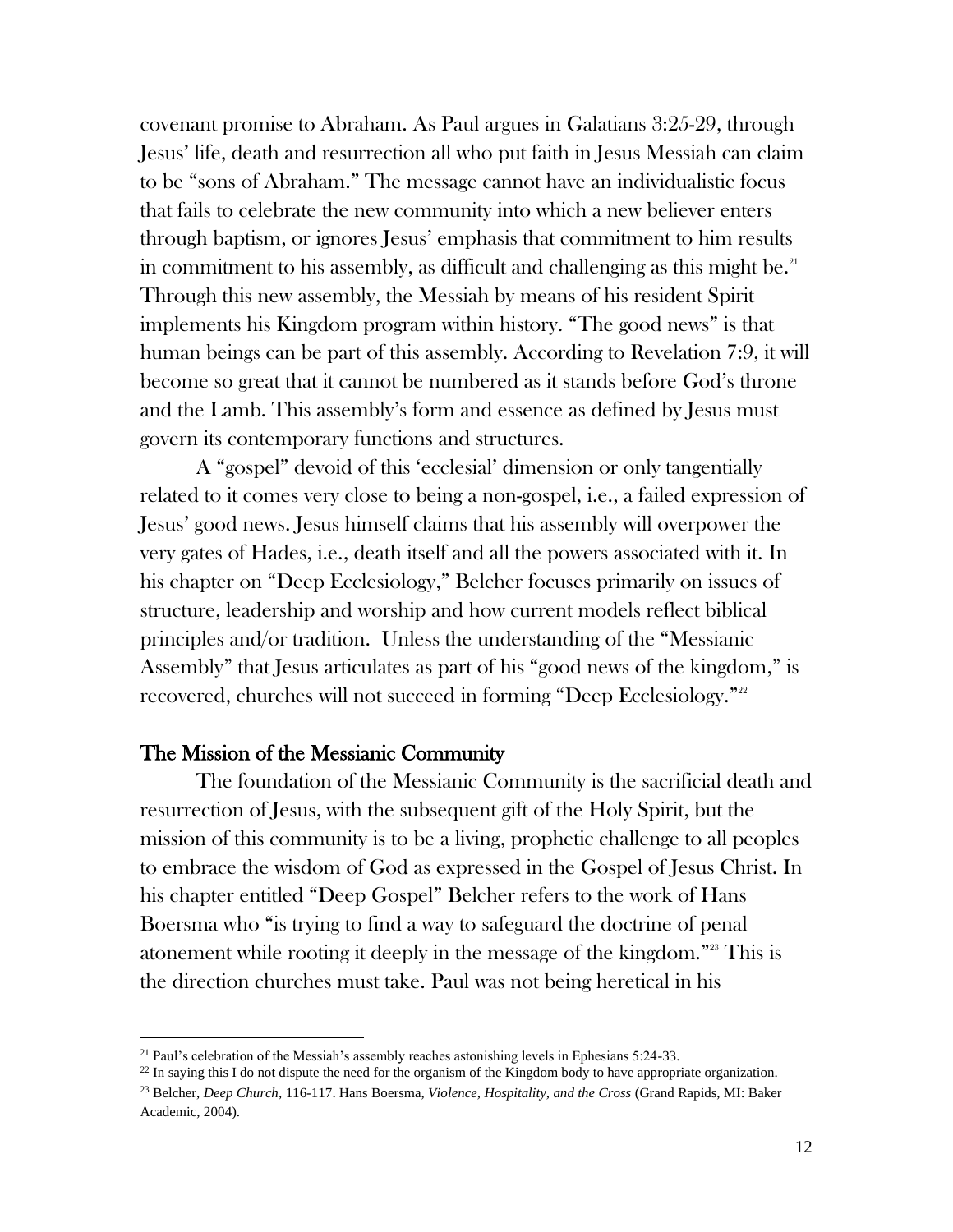covenant promise to Abraham. As Paul argues in Galatians 3:25-29, through Jesus' life, death and resurrection all who put faith in Jesus Messiah can claim to be "sons of Abraham." The message cannot have an individualistic focus that fails to celebrate the new community into which a new believer enters through baptism, or ignores Jesus' emphasis that commitment to him results in commitment to his assembly, as difficult and challenging as this might be.[21] Through this new assembly, the Messiah by means of his resident Spirit implements his Kingdom program within history. "The good news" is that human beings can be part of this assembly. According to Revelation 7:9, it will become so great that it cannot be numbered as it stands before God's throne and the Lamb. This assembly's form and essence as defined by Jesus must govern its contemporary functions and structures.

A "gospel" devoid of this 'ecclesial' dimension or only tangentially related to it comes very close to being a non-gospel, i.e., a failed expression of Jesus' good news. Jesus himself claims that his assembly will overpower the very gates of Hades, i.e., death itself and all the powers associated with it. In his chapter on "Deep Ecclesiology," Belcher focuses primarily on issues of structure, leadership and worship and how current models reflect biblical principles and/or tradition. Unless the understanding of the "Messianic Assembly" that Jesus articulates as part of his "good news of the kingdom," is recovered, churches will not succeed in forming "Deep Ecclesiology."[22]

## The Mission of the Messianic Community

The foundation of the Messianic Community is the sacrificial death and resurrection of Jesus, with the subsequent gift of the Holy Spirit, but the mission of this community is to be a living, prophetic challenge to all peoples to embrace the wisdom of God as expressed in the Gospel of Jesus Christ. In his chapter entitled "Deep Gospel" Belcher refers to the work of Hans Boersma who "is trying to find a way to safeguard the doctrine of penal atonement while rooting it deeply in the message of the kingdom."[23] This is the direction churches must take. Paul was not being heretical in his

---

[21] Paul's celebration of the Messiah's assembly reaches astonishing levels in Ephesians 5:24-33.

[22] In saying this I do not dispute the need for the organism of the Kingdom body to have appropriate organization.

[23] Belcher, *Deep Church,* 116-117. Hans Boersma, *Violence, Hospitality, and the Cross* (Grand Rapids, MI: Baker Academic, 2004).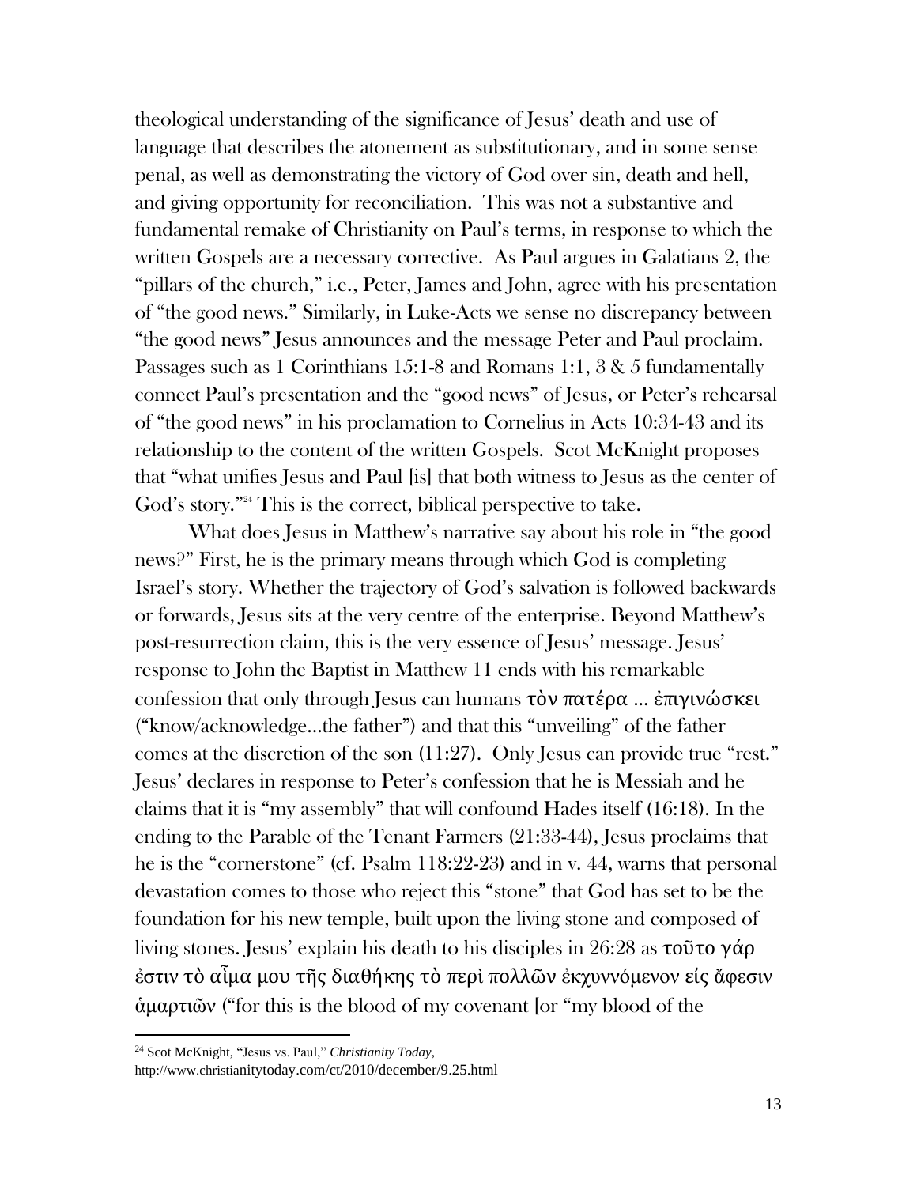theological understanding of the significance of Jesus' death and use of language that describes the atonement as substitutionary, and in some sense penal, as well as demonstrating the victory of God over sin, death and hell, and giving opportunity for reconciliation. This was not a substantive and fundamental remake of Christianity on Paul's terms, in response to which the written Gospels are a necessary corrective. As Paul argues in Galatians 2, the "pillars of the church," i.e., Peter, James and John, agree with his presentation of "the good news." Similarly, in Luke-Acts we sense no discrepancy between "the good news" Jesus announces and the message Peter and Paul proclaim. Passages such as 1 Corinthians 15:1-8 and Romans 1:1, 3 & 5 fundamentally connect Paul's presentation and the "good news" of Jesus, or Peter's rehearsal of "the good news" in his proclamation to Cornelius in Acts 10:34-43 and its relationship to the content of the written Gospels. Scot McKnight proposes that "what unifies Jesus and Paul [is] that both witness to Jesus as the center of God's story."[24] This is the correct, biblical perspective to take.

What does Jesus in Matthew's narrative say about his role in "the good news?" First, he is the primary means through which God is completing Israel's story. Whether the trajectory of God's salvation is followed backwards or forwards, Jesus sits at the very centre of the enterprise. Beyond Matthew's post-resurrection claim, this is the very essence of Jesus' message. Jesus' response to John the Baptist in Matthew 11 ends with his remarkable confession that only through Jesus can humans τὸν πατέρα … ἐπιγινώσκει ("know/acknowledge…the father") and that this "unveiling" of the father comes at the discretion of the son (11:27). Only Jesus can provide true "rest." Jesus' declares in response to Peter's confession that he is Messiah and he claims that it is "my assembly" that will confound Hades itself (16:18). In the ending to the Parable of the Tenant Farmers (21:33-44), Jesus proclaims that he is the "cornerstone" (cf. Psalm 118:22-23) and in v. 44, warns that personal devastation comes to those who reject this "stone" that God has set to be the foundation for his new temple, built upon the living stone and composed of living stones. Jesus' explain his death to his disciples in 26:28 as τοῦτο γάρ ἐστιν τὸ αἷμα μου τῆς διαθήκης τὸ περὶ πολλῶν ἐκχυννόμενον εἰς ἄφεσιν ἁμαρτιῶν ("for this is the blood of my covenant [or "my blood of the

---

[24] Scot McKnight, "Jesus vs. Paul," *Christianity Today*, http://www.christianitytoday.com/ct/2010/december/9.25.html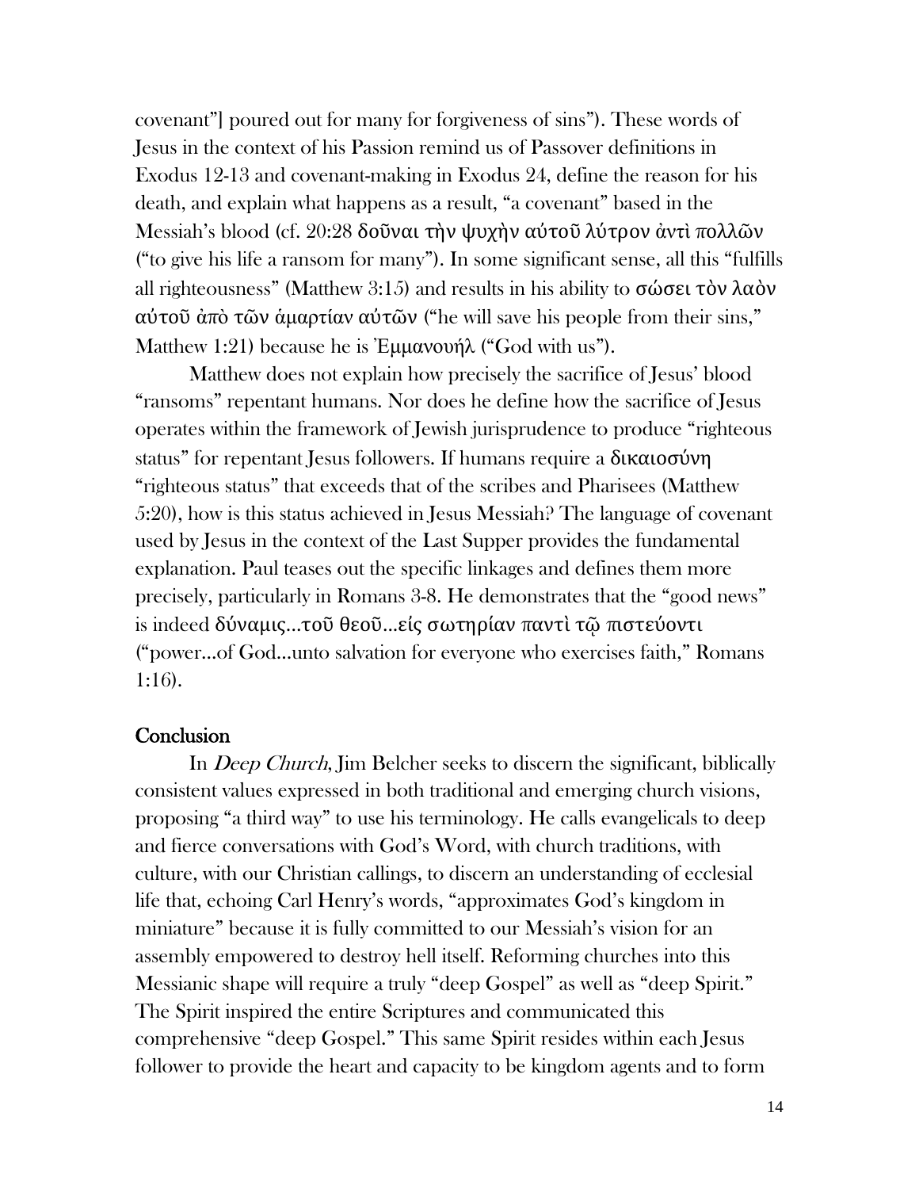covenant"] poured out for many for forgiveness of sins"). These words of Jesus in the context of his Passion remind us of Passover definitions in Exodus 12-13 and covenant-making in Exodus 24, define the reason for his death, and explain what happens as a result, "a covenant" based in the Messiah's blood (cf. 20:28 δοῦναι τὴν ψυχὴν αὐτοῦ λύτρον ἀντὶ πολλῶν ("to give his life a ransom for many"). In some significant sense, all this "fulfills all righteousness" (Matthew 3:15) and results in his ability to σώσει τὸν λαὸν αὐτοῦ ἀπὸ τῶν ἁμαρτίαν αὐτῶν ("he will save his people from their sins," Matthew 1:21) because he is Ἐμμανουήλ ("God with us").

Matthew does not explain how precisely the sacrifice of Jesus' blood "ransoms" repentant humans. Nor does he define how the sacrifice of Jesus operates within the framework of Jewish jurisprudence to produce "righteous status" for repentant Jesus followers. If humans require a δικαιοσύνη "righteous status" that exceeds that of the scribes and Pharisees (Matthew 5:20), how is this status achieved in Jesus Messiah? The language of covenant used by Jesus in the context of the Last Supper provides the fundamental explanation. Paul teases out the specific linkages and defines them more precisely, particularly in Romans 3-8. He demonstrates that the "good news" is indeed δύναμις…τοῦ θεοῦ…εἰς σωτηρίαν παντὶ τῷ πιστεύοντι ("power…of God…unto salvation for everyone who exercises faith," Romans 1:16).

## Conclusion

In *Deep Church*, Jim Belcher seeks to discern the significant, biblically consistent values expressed in both traditional and emerging church visions, proposing "a third way" to use his terminology. He calls evangelicals to deep and fierce conversations with God's Word, with church traditions, with culture, with our Christian callings, to discern an understanding of ecclesial life that, echoing Carl Henry's words, "approximates God's kingdom in miniature" because it is fully committed to our Messiah's vision for an assembly empowered to destroy hell itself. Reforming churches into this Messianic shape will require a truly "deep Gospel" as well as "deep Spirit." The Spirit inspired the entire Scriptures and communicated this comprehensive "deep Gospel." This same Spirit resides within each Jesus follower to provide the heart and capacity to be kingdom agents and to form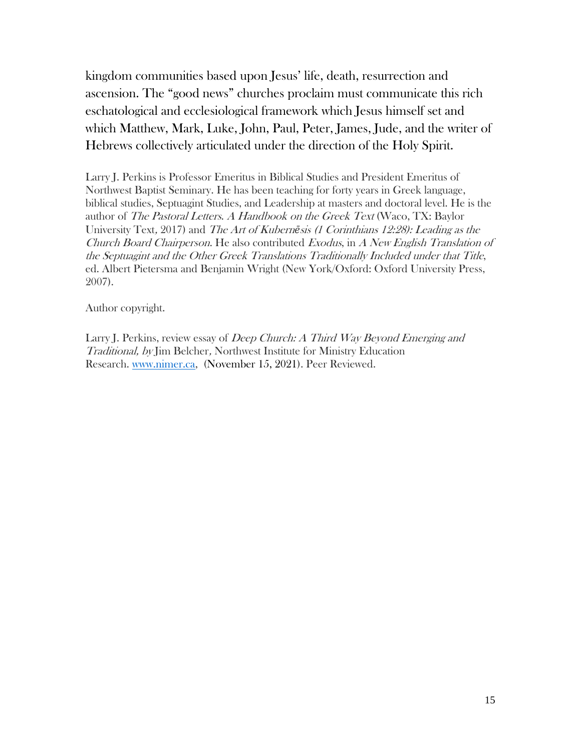kingdom communities based upon Jesus' life, death, resurrection and ascension. The "good news" churches proclaim must communicate this rich eschatological and ecclesiological framework which Jesus himself set and which Matthew, Mark, Luke, John, Paul, Peter, James, Jude, and the writer of Hebrews collectively articulated under the direction of the Holy Spirit.

Larry J. Perkins is Professor Emeritus in Biblical Studies and President Emeritus of Northwest Baptist Seminary. He has been teaching for forty years in Greek language, biblical studies, Septuagint Studies, and Leadership at masters and doctoral level. He is the author of *The Pastoral Letters. A Handbook on the Greek Text* (Waco, TX: Baylor University Text, 2017) and *The Art of Kubernēsis (1 Corinthians 12:28): Leading as the Church Board Chairperson*. He also contributed *Exodus*, in *A New English Translation of the Septuagint and the Other Greek Translations Traditionally Included under that Title*, ed. Albert Pietersma and Benjamin Wright (New York/Oxford: Oxford University Press, 2007).

Author copyright.

Larry J. Perkins, review essay of *Deep Church: A Third Way Beyond Emerging and Traditional, by* Jim Belcher, Northwest Institute for Ministry Education Research. [www.nimer.ca](http://www.nimer.ca), (November 15, 2021). Peer Reviewed.